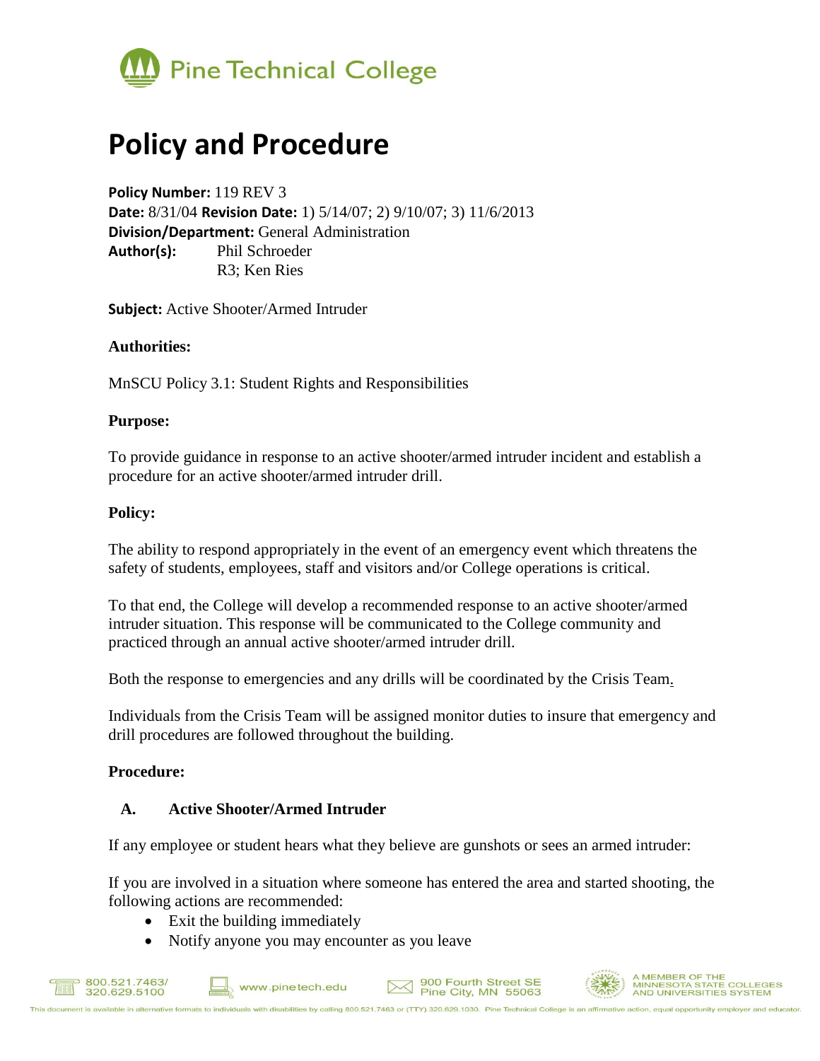Pine Technical College

# Policy and Procedure

**Policy Number:** 119 REV 3
**Date:** 8/31/04 **Revision Date:** 1) 5/14/07; 2) 9/10/07; 3) 11/6/2013
**Division/Department:** General Administration
**Author(s):** Phil Schroeder
R3; Ken Ries

**Subject:** Active Shooter/Armed Intruder

**Authorities:**

MnSCU Policy 3.1: Student Rights and Responsibilities

**Purpose:**

To provide guidance in response to an active shooter/armed intruder incident and establish a procedure for an active shooter/armed intruder drill.

**Policy:**

The ability to respond appropriately in the event of an emergency event which threatens the safety of students, employees, staff and visitors and/or College operations is critical.

To that end, the College will develop a recommended response to an active shooter/armed intruder situation. This response will be communicated to the College community and practiced through an annual active shooter/armed intruder drill.

Both the response to emergencies and any drills will be coordinated by the Crisis Team.

Individuals from the Crisis Team will be assigned monitor duties to insure that emergency and drill procedures are followed throughout the building.

**Procedure:**

**A. Active Shooter/Armed Intruder**

If any employee or student hears what they believe are gunshots or sees an armed intruder:

If you are involved in a situation where someone has entered the area and started shooting, the following actions are recommended:

- Exit the building immediately
- Notify anyone you may encounter as you leave

800.521.7463/ 320.629.5100 | www.pinetech.edu | 900 Fourth Street SE Pine City, MN 55063 | A MEMBER OF THE MINNESOTA STATE COLLEGES AND UNIVERSITIES SYSTEM

This document is available in alternative formats to individuals with disabilities by calling 800.521.7463 or (TTY) 320.629.1030. Pine Technical College is an affirmative action, equal opportunity employer and educator.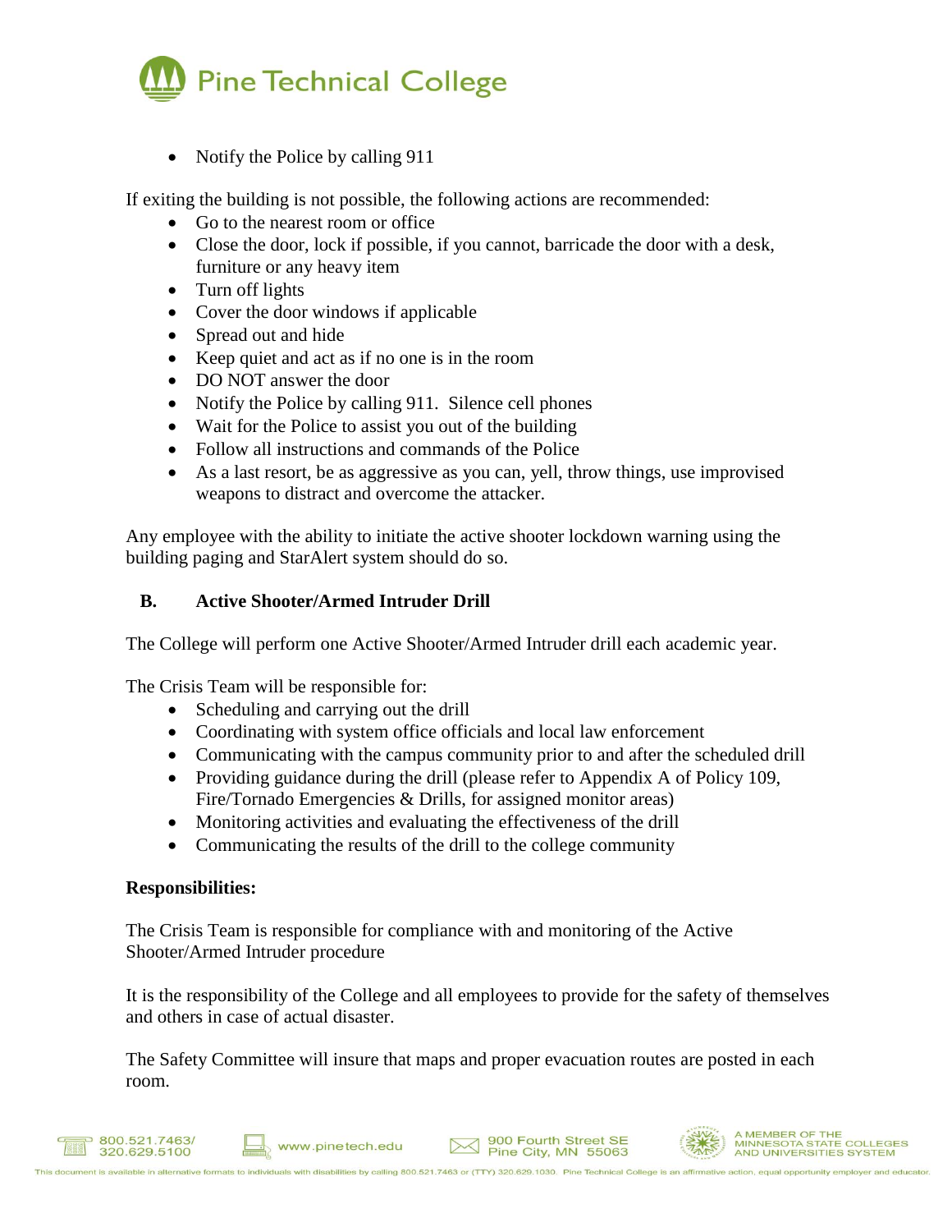- Notify the Police by calling 911

If exiting the building is not possible, the following actions are recommended:

- Go to the nearest room or office
- Close the door, lock if possible, if you cannot, barricade the door with a desk, furniture or any heavy item
- Turn off lights
- Cover the door windows if applicable
- Spread out and hide
- Keep quiet and act as if no one is in the room
- DO NOT answer the door
- Notify the Police by calling 911. Silence cell phones
- Wait for the Police to assist you out of the building
- Follow all instructions and commands of the Police
- As a last resort, be as aggressive as you can, yell, throw things, use improvised weapons to distract and overcome the attacker.

Any employee with the ability to initiate the active shooter lockdown warning using the building paging and StarAlert system should do so.

### B. Active Shooter/Armed Intruder Drill

The College will perform one Active Shooter/Armed Intruder drill each academic year.

The Crisis Team will be responsible for:

- Scheduling and carrying out the drill
- Coordinating with system office officials and local law enforcement
- Communicating with the campus community prior to and after the scheduled drill
- Providing guidance during the drill (please refer to Appendix A of Policy 109, Fire/Tornado Emergencies & Drills, for assigned monitor areas)
- Monitoring activities and evaluating the effectiveness of the drill
- Communicating the results of the drill to the college community

**Responsibilities:**

The Crisis Team is responsible for compliance with and monitoring of the Active Shooter/Armed Intruder procedure

It is the responsibility of the College and all employees to provide for the safety of themselves and others in case of actual disaster.

The Safety Committee will insure that maps and proper evacuation routes are posted in each room.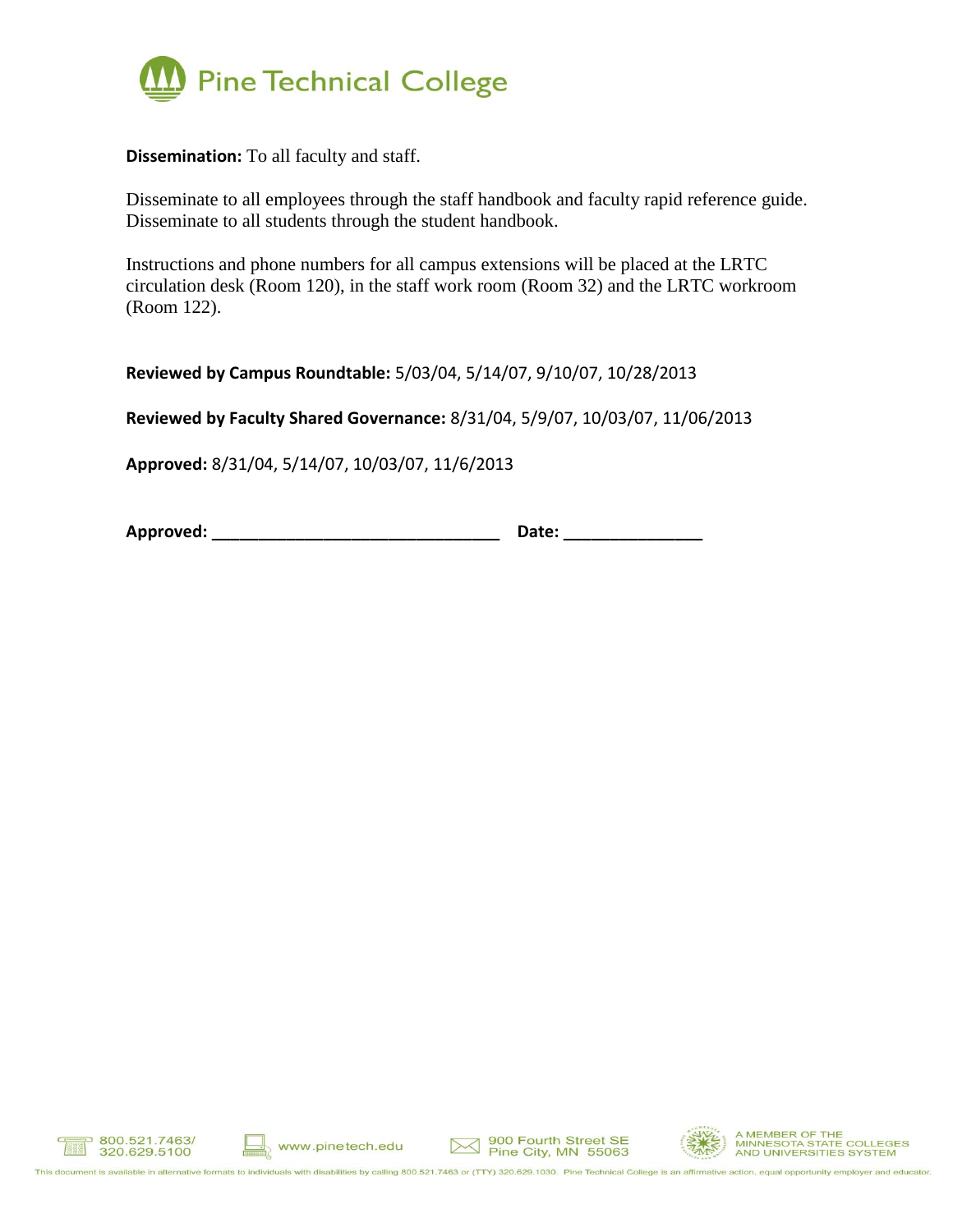**Dissemination:** To all faculty and staff.

Disseminate to all employees through the staff handbook and faculty rapid reference guide. Disseminate to all students through the student handbook.

Instructions and phone numbers for all campus extensions will be placed at the LRTC circulation desk (Room 120), in the staff work room (Room 32) and the LRTC workroom (Room 122).

**Reviewed by Campus Roundtable:** 5/03/04, 5/14/07, 9/10/07, 10/28/2013

**Reviewed by Faculty Shared Governance:** 8/31/04, 5/9/07, 10/03/07, 11/06/2013

**Approved:** 8/31/04, 5/14/07, 10/03/07, 11/6/2013

**Approved:** ________________________________ **Date:** _______________